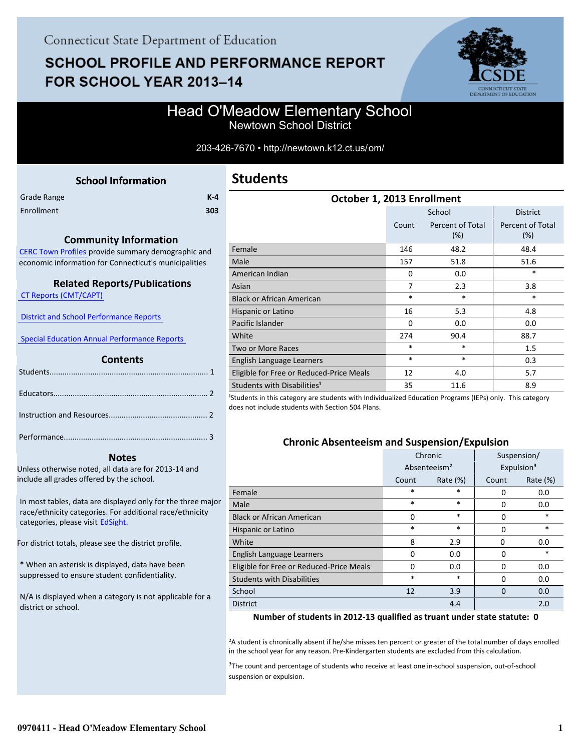Connecticut State Department of Education

# SCHOOL PROFILE AND PERFORMANCE REPORT FOR SCHOOL YEAR 2013–14

## Head O'Meadow Elementary School

Newtown School District

203-426-7670 • http://newtown.k12.ct.us/om/

### School Information

| | |
|---|---|
| Grade Range | K-4 |
| Enrollment | 303 |

### Community Information

CERC Town Profiles provide summary demographic and economic information for Connecticut's municipalities

### Related Reports/Publications

CT Reports (CMT/CAPT)

District and School Performance Reports

Special Education Annual Performance Reports

### Contents

Students........ 1

Educators........ 2

Instruction and Resources........ 2

Performance........ 3

### Notes

Unless otherwise noted, all data are for 2013-14 and include all grades offered by the school.

In most tables, data are displayed only for the three major race/ethnicity categories. For additional race/ethnicity categories, please visit EdSight.

For district totals, please see the district profile.

* When an asterisk is displayed, data have been suppressed to ensure student confidentiality.

N/A is displayed when a category is not applicable for a district or school.

## Students

### October 1, 2013 Enrollment

| | School | | District |
|---|---|---|---|
| | Count | Percent of Total (%) | Percent of Total (%) |
| Female | 146 | 48.2 | 48.4 |
| Male | 157 | 51.8 | 51.6 |
| American Indian | 0 | 0.0 | * |
| Asian | 7 | 2.3 | 3.8 |
| Black or African American | * | * | * |
| Hispanic or Latino | 16 | 5.3 | 4.8 |
| Pacific Islander | 0 | 0.0 | 0.0 |
| White | 274 | 90.4 | 88.7 |
| Two or More Races | * | * | 1.5 |
| English Language Learners | * | * | 0.3 |
| Eligible for Free or Reduced-Price Meals | 12 | 4.0 | 5.7 |
| Students with Disabilities[1] | 35 | 11.6 | 8.9 |

[1]Students in this category are students with Individualized Education Programs (IEPs) only. This category does not include students with Section 504 Plans.

### Chronic Absenteeism and Suspension/Expulsion

| | Chronic Absenteeism[2] | | Suspension/ Expulsion[3] | |
|---|---|---|---|---|
| | Count | Rate (%) | Count | Rate (%) |
| Female | * | * | 0 | 0.0 |
| Male | * | * | 0 | 0.0 |
| Black or African American | 0 | * | 0 | * |
| Hispanic or Latino | * | * | 0 | * |
| White | 8 | 2.9 | 0 | 0.0 |
| English Language Learners | 0 | 0.0 | 0 | * |
| Eligible for Free or Reduced-Price Meals | 0 | 0.0 | 0 | 0.0 |
| Students with Disabilities | * | * | 0 | 0.0 |
| School | 12 | 3.9 | 0 | 0.0 |
| District | | 4.4 | | 2.0 |

**Number of students in 2012-13 qualified as truant under state statute: 0**

[2]A student is chronically absent if he/she misses ten percent or greater of the total number of days enrolled in the school year for any reason. Pre-Kindergarten students are excluded from this calculation.

[3]The count and percentage of students who receive at least one in-school suspension, out-of-school suspension or expulsion.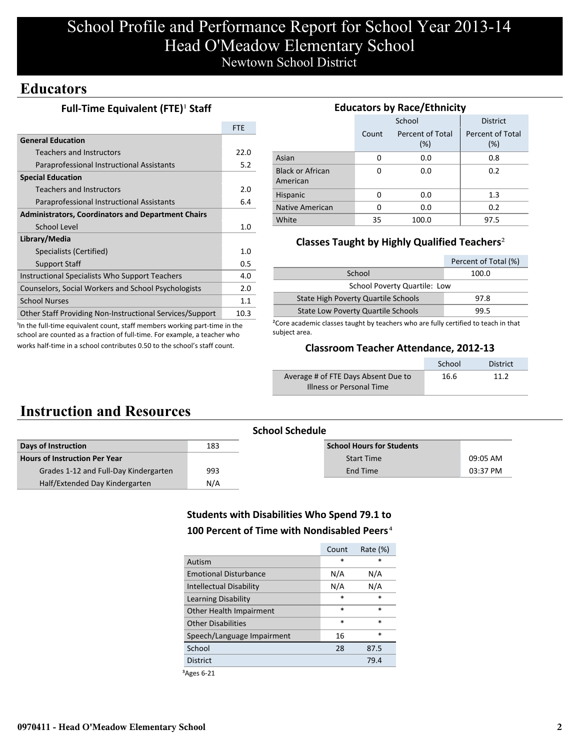# School Profile and Performance Report for School Year 2013-14
# Head O'Meadow Elementary School
Newtown School District

## Educators

### Full-Time Equivalent (FTE)[1] Staff

| | FTE |
|---|---|
| **General Education** | |
| Teachers and Instructors | 22.0 |
| Paraprofessional Instructional Assistants | 5.2 |
| **Special Education** | |
| Teachers and Instructors | 2.0 |
| Paraprofessional Instructional Assistants | 6.4 |
| **Administrators, Coordinators and Department Chairs** | |
| School Level | 1.0 |
| **Library/Media** | |
| Specialists (Certified) | 1.0 |
| Support Staff | 0.5 |
| Instructional Specialists Who Support Teachers | 4.0 |
| Counselors, Social Workers and School Psychologists | 2.0 |
| School Nurses | 1.1 |
| Other Staff Providing Non-Instructional Services/Support | 10.3 |

[1]In the full-time equivalent count, staff members working part-time in the school are counted as a fraction of full-time. For example, a teacher who works half-time in a school contributes 0.50 to the school's staff count.

### Educators by Race/Ethnicity

| | School | | District |
|---|---|---|---|
| | Count | Percent of Total (%) | Percent of Total (%) |
| Asian | 0 | 0.0 | 0.8 |
| Black or African American | 0 | 0.0 | 0.2 |
| Hispanic | 0 | 0.0 | 1.3 |
| Native American | 0 | 0.0 | 0.2 |
| White | 35 | 100.0 | 97.5 |

### Classes Taught by Highly Qualified Teachers[2]

| | Percent of Total (%) |
|---|---|
| School | 100.0 |
| School Poverty Quartile: Low | |
| State High Poverty Quartile Schools | 97.8 |
| State Low Poverty Quartile Schools | 99.5 |

[2]Core academic classes taught by teachers who are fully certified to teach in that subject area.

### Classroom Teacher Attendance, 2012-13

| | School | District |
|---|---|---|
| Average # of FTE Days Absent Due to Illness or Personal Time | 16.6 | 11.2 |

## Instruction and Resources

### School Schedule

| | |
|---|---|
| **Days of Instruction** | 183 |
| **Hours of Instruction Per Year** | |
| Grades 1-12 and Full-Day Kindergarten | 993 |
| Half/Extended Day Kindergarten | N/A |

| **School Hours for Students** | |
|---|---|
| Start Time | 09:05 AM |
| End Time | 03:37 PM |

### Students with Disabilities Who Spend 79.1 to 100 Percent of Time with Nondisabled Peers[4]

| | Count | Rate (%) |
|---|---|---|
| Autism | * | * |
| Emotional Disturbance | N/A | N/A |
| Intellectual Disability | N/A | N/A |
| Learning Disability | * | * |
| Other Health Impairment | * | * |
| Other Disabilities | * | * |
| Speech/Language Impairment | 16 | * |
| School | 28 | 87.5 |
| District | | 79.4 |

[3]Ages 6-21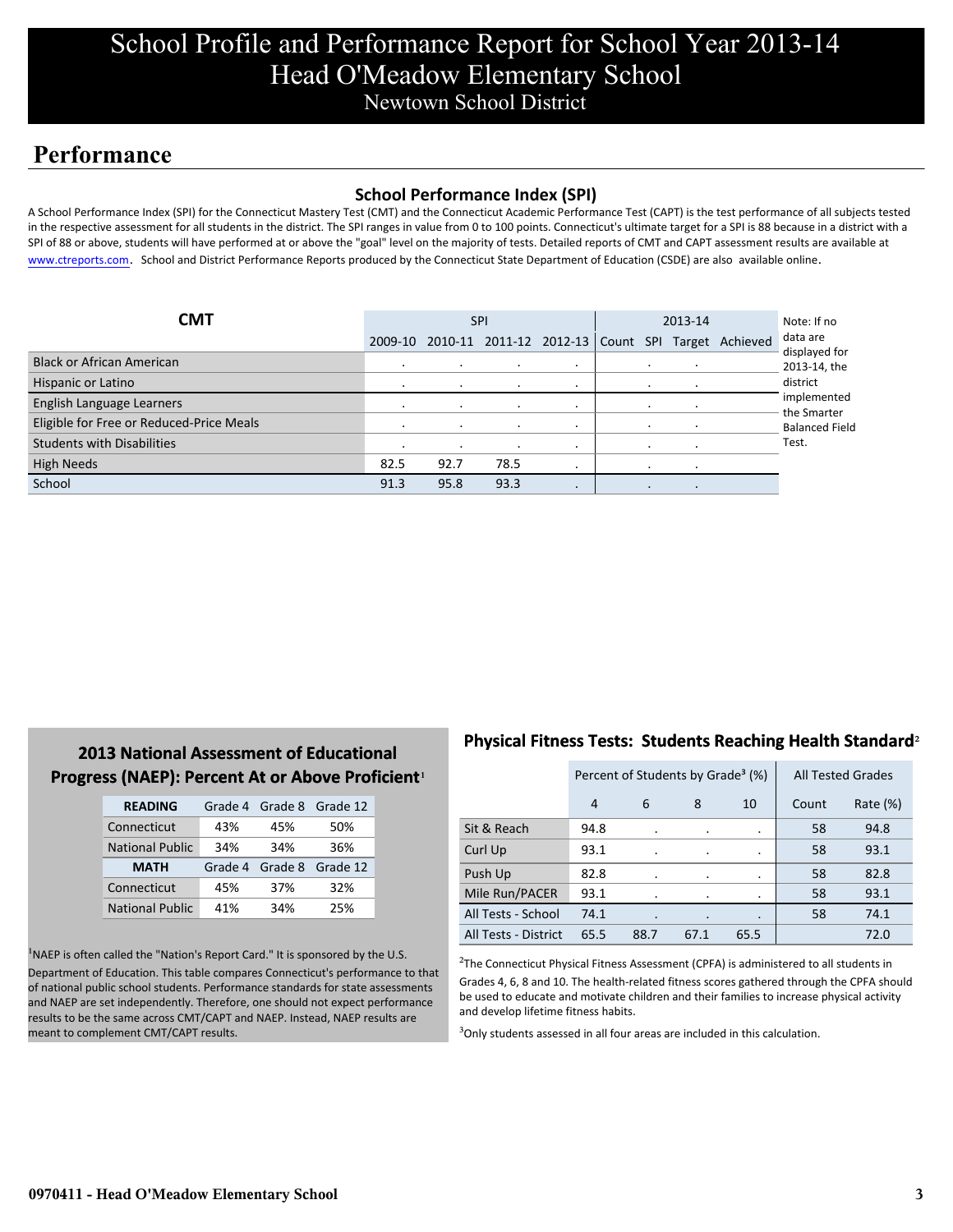# School Profile and Performance Report for School Year 2013-14
# Head O'Meadow Elementary School
## Newtown School District

## Performance

### School Performance Index (SPI)

A School Performance Index (SPI) for the Connecticut Mastery Test (CMT) and the Connecticut Academic Performance Test (CAPT) is the test performance of all subjects tested in the respective assessment for all students in the district. The SPI ranges in value from 0 to 100 points. Connecticut's ultimate target for a SPI is 88 because in a district with a SPI of 88 or above, students will have performed at or above the "goal" level on the majority of tests. Detailed reports of CMT and CAPT assessment results are available at www.ctreports.com. School and District Performance Reports produced by the Connecticut State Department of Education (CSDE) are also available online.

| CMT | SPI | | | | 2013-14 | | | |
|---|---|---|---|---|---|---|---|---|
| | 2009-10 | 2010-11 | 2011-12 | 2012-13 | Count | SPI | Target | Achieved |
| Black or African American | . | . | . | . | . | . | | |
| Hispanic or Latino | . | . | . | . | . | . | | |
| English Language Learners | . | . | . | . | . | . | | |
| Eligible for Free or Reduced-Price Meals | . | . | . | . | . | . | | |
| Students with Disabilities | . | . | . | . | . | . | | |
| High Needs | 82.5 | 92.7 | 78.5 | . | . | . | | |
| School | 91.3 | 95.8 | 93.3 | . | . | . | | |

Note: If no data are displayed for 2013-14, the district implemented the Smarter Balanced Field Test.

### 2013 National Assessment of Educational Progress (NAEP): Percent At or Above Proficient[1]

| READING | Grade 4 | Grade 8 | Grade 12 |
|---|---|---|---|
| Connecticut | 43% | 45% | 50% |
| National Public | 34% | 34% | 36% |
| **MATH** | **Grade 4** | **Grade 8** | **Grade 12** |
| Connecticut | 45% | 37% | 32% |
| National Public | 41% | 34% | 25% |

[1]NAEP is often called the "Nation's Report Card." It is sponsored by the U.S. Department of Education. This table compares Connecticut's performance to that of national public school students. Performance standards for state assessments and NAEP are set independently. Therefore, one should not expect performance results to be the same across CMT/CAPT and NAEP. Instead, NAEP results are meant to complement CMT/CAPT results.

### Physical Fitness Tests: Students Reaching Health Standard[2]

| | Percent of Students by Grade[3] (%) | | | | All Tested Grades | |
|---|---|---|---|---|---|---|
| | 4 | 6 | 8 | 10 | Count | Rate (%) |
| Sit & Reach | 94.8 | . | . | . | 58 | 94.8 |
| Curl Up | 93.1 | . | . | . | 58 | 93.1 |
| Push Up | 82.8 | . | . | . | 58 | 82.8 |
| Mile Run/PACER | 93.1 | . | . | . | 58 | 93.1 |
| All Tests - School | 74.1 | . | . | . | 58 | 74.1 |
| All Tests - District | 65.5 | 88.7 | 67.1 | 65.5 | | 72.0 |

[2]The Connecticut Physical Fitness Assessment (CPFA) is administered to all students in Grades 4, 6, 8 and 10. The health-related fitness scores gathered through the CPFA should be used to educate and motivate children and their families to increase physical activity and develop lifetime fitness habits.

[3]Only students assessed in all four areas are included in this calculation.